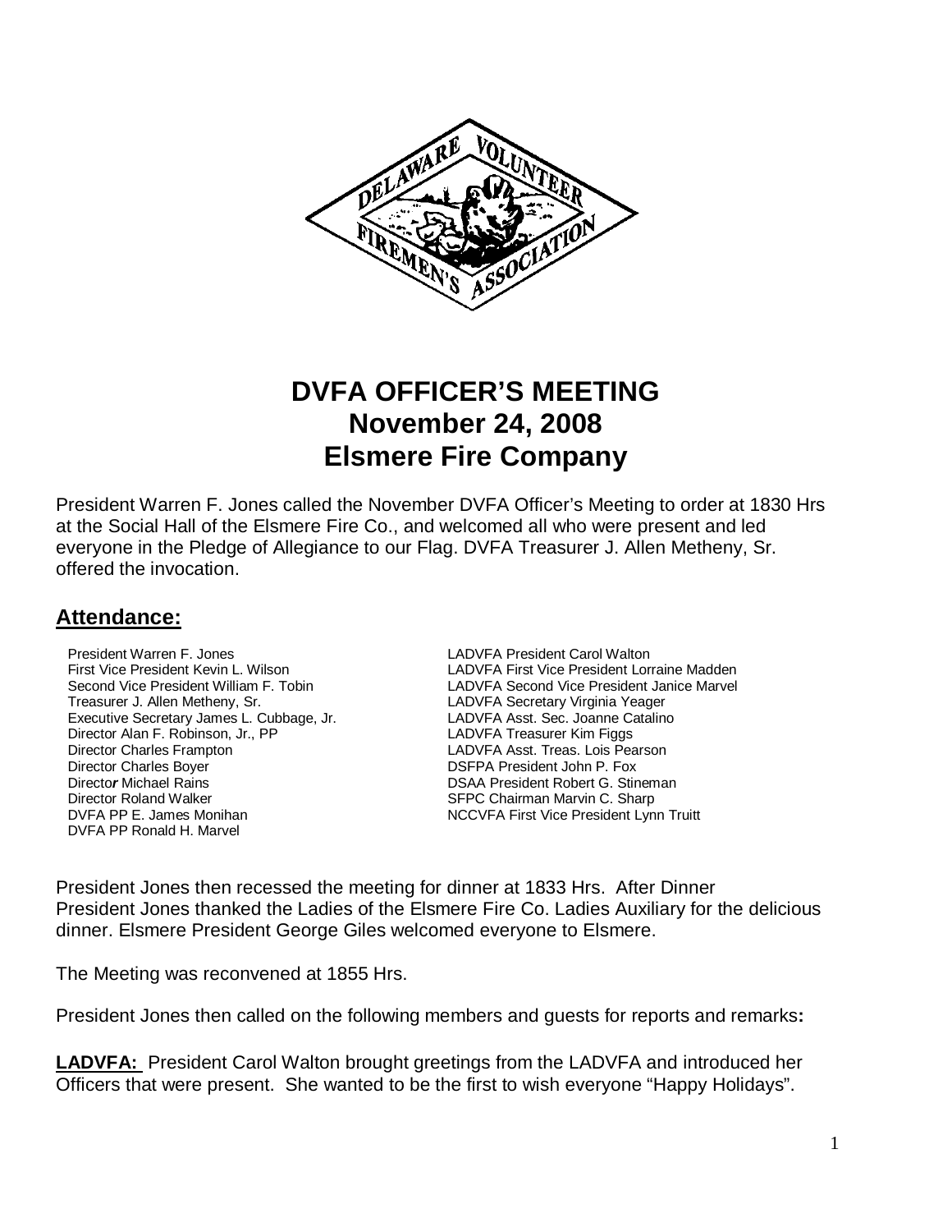# DVFA OFFICER'S MEETING
# November 24, 2008
# Elsmere Fire Company

President Warren F. Jones called the November DVFA Officer's Meeting to order at 1830 Hrs at the Social Hall of the Elsmere Fire Co., and welcomed all who were present and led everyone in the Pledge of Allegiance to our Flag. DVFA Treasurer J. Allen Metheny, Sr. offered the invocation.

## Attendance:

President Warren F. Jones
First Vice President Kevin L. Wilson
Second Vice President William F. Tobin
Treasurer J. Allen Metheny, Sr.
Executive Secretary James L. Cubbage, Jr.
Director Alan F. Robinson, Jr., PP
Director Charles Frampton
Director Charles Boyer
Director Michael Rains
Director Roland Walker
DVFA PP E. James Monihan
DVFA PP Ronald H. Marvel

LADVFA President Carol Walton
LADVFA First Vice President Lorraine Madden
LADVFA Second Vice President Janice Marvel
LADVFA Secretary Virginia Yeager
LADVFA Asst. Sec. Joanne Catalino
LADVFA Treasurer Kim Figgs
LADVFA Asst. Treas. Lois Pearson
DSFPA President John P. Fox
DSAA President Robert G. Stineman
SFPC Chairman Marvin C. Sharp
NCCVFA First Vice President Lynn Truitt

President Jones then recessed the meeting for dinner at 1833 Hrs. After Dinner President Jones thanked the Ladies of the Elsmere Fire Co. Ladies Auxiliary for the delicious dinner. Elsmere President George Giles welcomed everyone to Elsmere.

The Meeting was reconvened at 1855 Hrs.

President Jones then called on the following members and guests for reports and remarks**:**

**LADVFA:** President Carol Walton brought greetings from the LADVFA and introduced her Officers that were present. She wanted to be the first to wish everyone "Happy Holidays".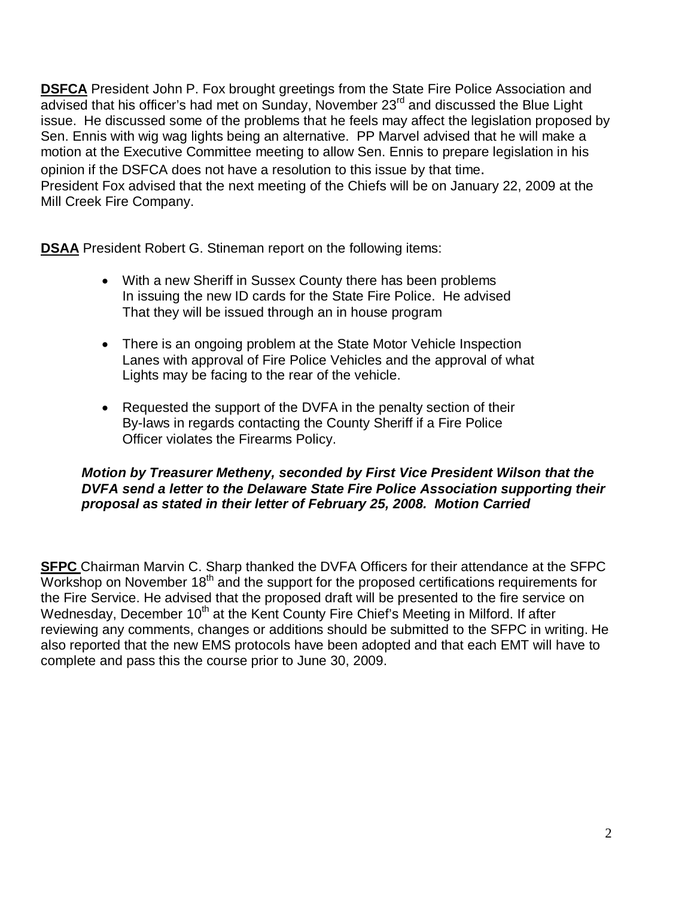**DSFCA** President John P. Fox brought greetings from the State Fire Police Association and advised that his officer's had met on Sunday, November 23rd and discussed the Blue Light issue. He discussed some of the problems that he feels may affect the legislation proposed by Sen. Ennis with wig wag lights being an alternative. PP Marvel advised that he will make a motion at the Executive Committee meeting to allow Sen. Ennis to prepare legislation in his opinion if the DSFCA does not have a resolution to this issue by that time.
President Fox advised that the next meeting of the Chiefs will be on January 22, 2009 at the Mill Creek Fire Company.

**DSAA** President Robert G. Stineman report on the following items:

- With a new Sheriff in Sussex County there has been problems In issuing the new ID cards for the State Fire Police. He advised That they will be issued through an in house program
- There is an ongoing problem at the State Motor Vehicle Inspection Lanes with approval of Fire Police Vehicles and the approval of what Lights may be facing to the rear of the vehicle.
- Requested the support of the DVFA in the penalty section of their By-laws in regards contacting the County Sheriff if a Fire Police Officer violates the Firearms Policy.

***Motion by Treasurer Metheny, seconded by First Vice President Wilson that the DVFA send a letter to the Delaware State Fire Police Association supporting their proposal as stated in their letter of February 25, 2008. Motion Carried***

**SFPC** Chairman Marvin C. Sharp thanked the DVFA Officers for their attendance at the SFPC Workshop on November 18th and the support for the proposed certifications requirements for the Fire Service. He advised that the proposed draft will be presented to the fire service on Wednesday, December 10th at the Kent County Fire Chief's Meeting in Milford. If after reviewing any comments, changes or additions should be submitted to the SFPC in writing. He also reported that the new EMS protocols have been adopted and that each EMT will have to complete and pass this the course prior to June 30, 2009.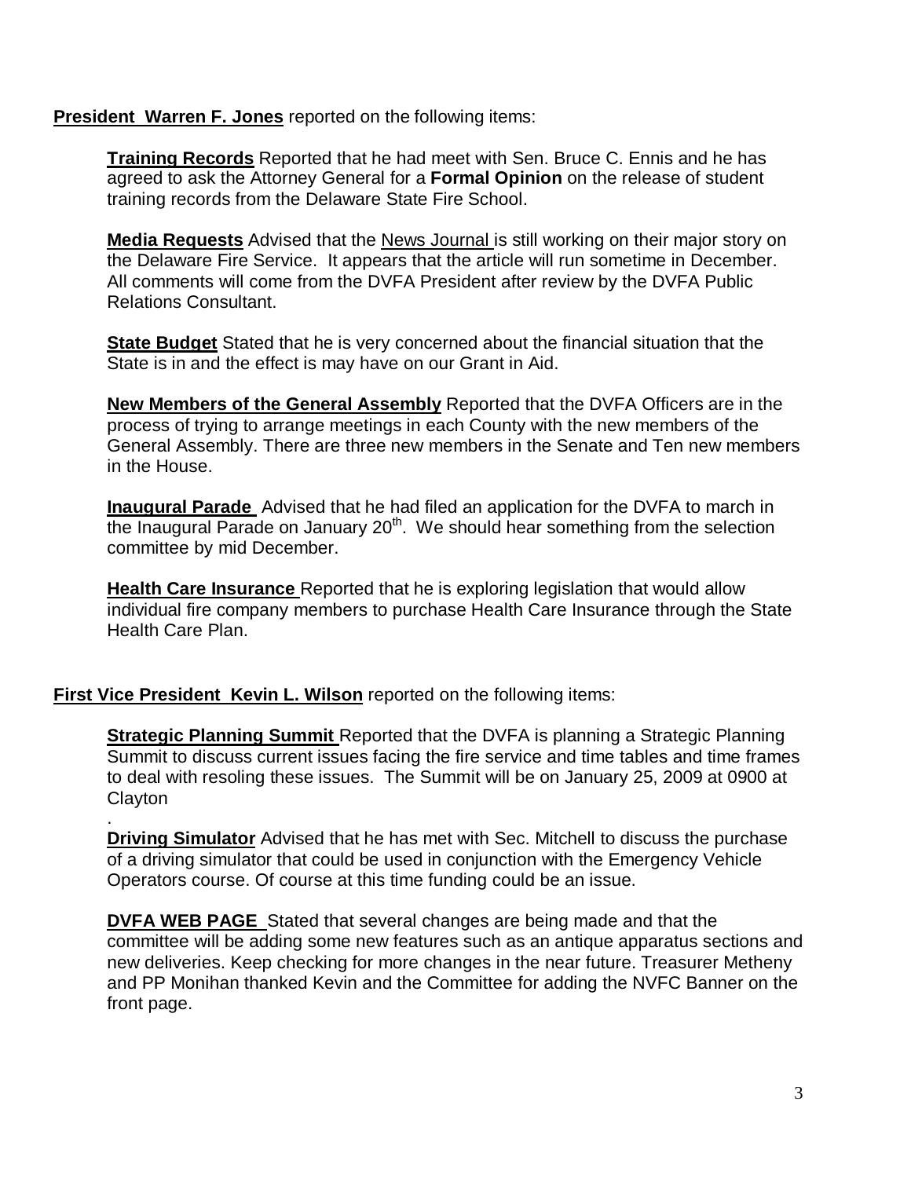**President Warren F. Jones** reported on the following items:

**Training Records** Reported that he had meet with Sen. Bruce C. Ennis and he has agreed to ask the Attorney General for a **Formal Opinion** on the release of student training records from the Delaware State Fire School.

**Media Requests** Advised that the News Journal is still working on their major story on the Delaware Fire Service. It appears that the article will run sometime in December. All comments will come from the DVFA President after review by the DVFA Public Relations Consultant.

**State Budget** Stated that he is very concerned about the financial situation that the State is in and the effect is may have on our Grant in Aid.

**New Members of the General Assembly** Reported that the DVFA Officers are in the process of trying to arrange meetings in each County with the new members of the General Assembly. There are three new members in the Senate and Ten new members in the House.

**Inaugural Parade** Advised that he had filed an application for the DVFA to march in the Inaugural Parade on January 20th. We should hear something from the selection committee by mid December.

**Health Care Insurance** Reported that he is exploring legislation that would allow individual fire company members to purchase Health Care Insurance through the State Health Care Plan.

**First Vice President Kevin L. Wilson** reported on the following items:

**Strategic Planning Summit** Reported that the DVFA is planning a Strategic Planning Summit to discuss current issues facing the fire service and time tables and time frames to deal with resoling these issues. The Summit will be on January 25, 2009 at 0900 at Clayton

.
**Driving Simulator** Advised that he has met with Sec. Mitchell to discuss the purchase of a driving simulator that could be used in conjunction with the Emergency Vehicle Operators course. Of course at this time funding could be an issue.

**DVFA WEB PAGE** Stated that several changes are being made and that the committee will be adding some new features such as an antique apparatus sections and new deliveries. Keep checking for more changes in the near future. Treasurer Metheny and PP Monihan thanked Kevin and the Committee for adding the NVFC Banner on the front page.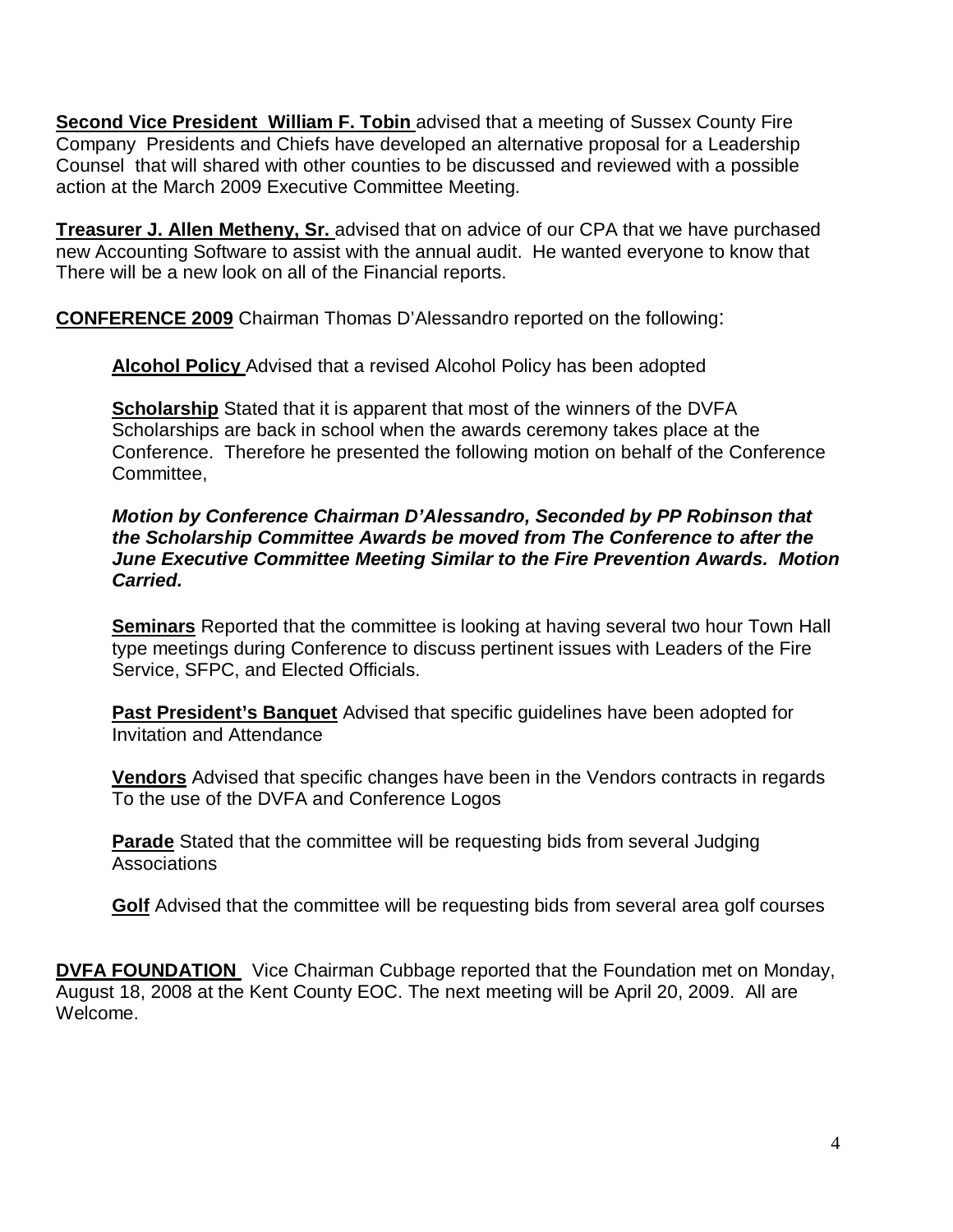**Second Vice President William F. Tobin** advised that a meeting of Sussex County Fire Company Presidents and Chiefs have developed an alternative proposal for a Leadership Counsel that will shared with other counties to be discussed and reviewed with a possible action at the March 2009 Executive Committee Meeting.

**Treasurer J. Allen Metheny, Sr.** advised that on advice of our CPA that we have purchased new Accounting Software to assist with the annual audit. He wanted everyone to know that There will be a new look on all of the Financial reports.

**CONFERENCE 2009** Chairman Thomas D'Alessandro reported on the following:

> **Alcohol Policy** Advised that a revised Alcohol Policy has been adopted
>
> **Scholarship** Stated that it is apparent that most of the winners of the DVFA Scholarships are back in school when the awards ceremony takes place at the Conference. Therefore he presented the following motion on behalf of the Conference Committee,
>
> ***Motion by Conference Chairman D'Alessandro, Seconded by PP Robinson that the Scholarship Committee Awards be moved from The Conference to after the June Executive Committee Meeting Similar to the Fire Prevention Awards. Motion Carried.***
>
> **Seminars** Reported that the committee is looking at having several two hour Town Hall type meetings during Conference to discuss pertinent issues with Leaders of the Fire Service, SFPC, and Elected Officials.
>
> **Past President's Banquet** Advised that specific guidelines have been adopted for Invitation and Attendance
>
> **Vendors** Advised that specific changes have been in the Vendors contracts in regards To the use of the DVFA and Conference Logos
>
> **Parade** Stated that the committee will be requesting bids from several Judging Associations
>
> **Golf** Advised that the committee will be requesting bids from several area golf courses

**DVFA FOUNDATION** Vice Chairman Cubbage reported that the Foundation met on Monday, August 18, 2008 at the Kent County EOC. The next meeting will be April 20, 2009. All are Welcome.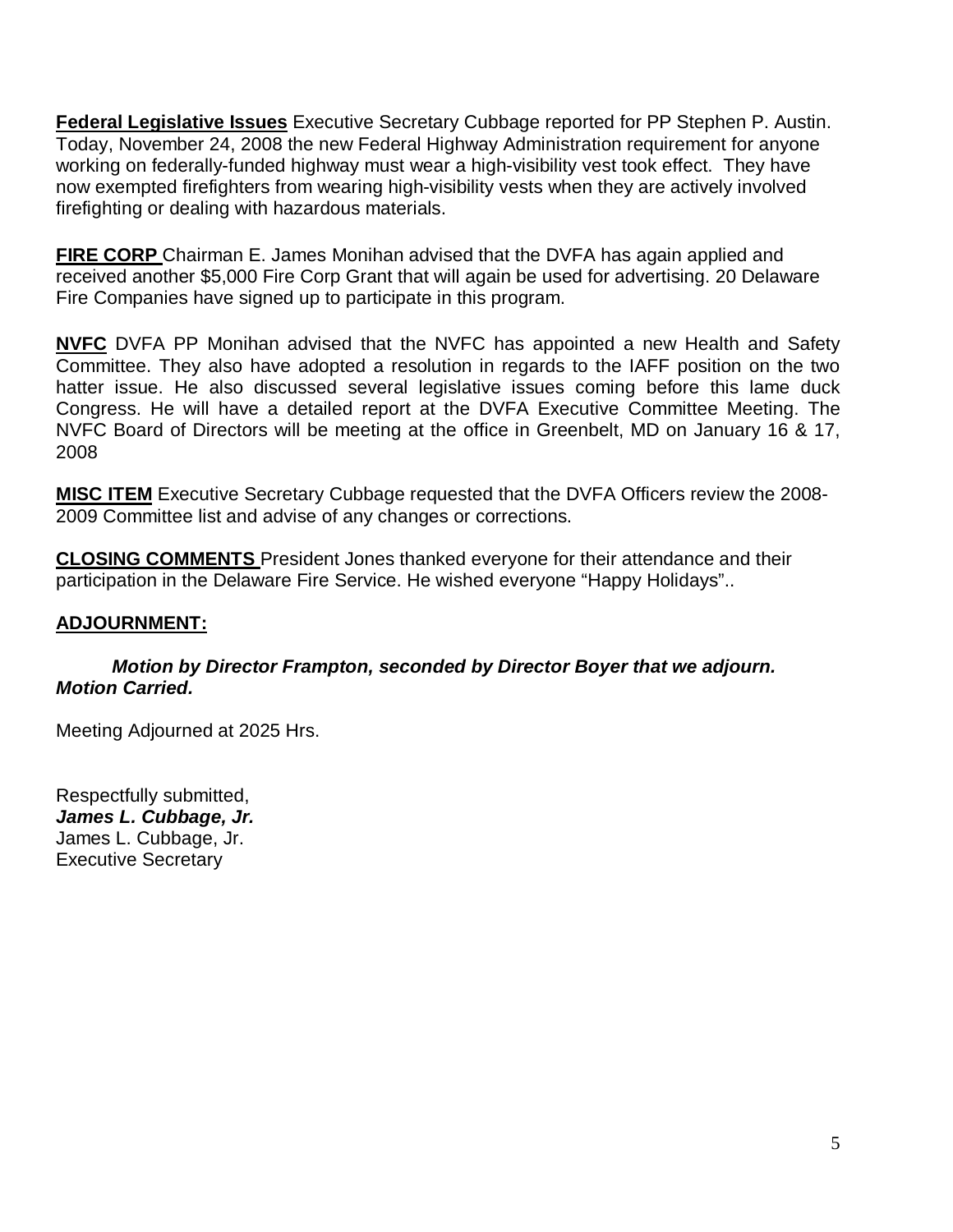**Federal Legislative Issues** Executive Secretary Cubbage reported for PP Stephen P. Austin. Today, November 24, 2008 the new Federal Highway Administration requirement for anyone working on federally-funded highway must wear a high-visibility vest took effect. They have now exempted firefighters from wearing high-visibility vests when they are actively involved firefighting or dealing with hazardous materials.

**FIRE CORP** Chairman E. James Monihan advised that the DVFA has again applied and received another $5,000 Fire Corp Grant that will again be used for advertising. 20 Delaware Fire Companies have signed up to participate in this program.

**NVFC** DVFA PP Monihan advised that the NVFC has appointed a new Health and Safety Committee. They also have adopted a resolution in regards to the IAFF position on the two hatter issue. He also discussed several legislative issues coming before this lame duck Congress. He will have a detailed report at the DVFA Executive Committee Meeting. The NVFC Board of Directors will be meeting at the office in Greenbelt, MD on January 16 & 17, 2008

**MISC ITEM** Executive Secretary Cubbage requested that the DVFA Officers review the 2008-2009 Committee list and advise of any changes or corrections.

**CLOSING COMMENTS** President Jones thanked everyone for their attendance and their participation in the Delaware Fire Service. He wished everyone "Happy Holidays"..

**ADJOURNMENT:**

***Motion by Director Frampton, seconded by Director Boyer that we adjourn. Motion Carried.***

Meeting Adjourned at 2025 Hrs.

Respectfully submitted,
***James L. Cubbage, Jr.***
James L. Cubbage, Jr.
Executive Secretary